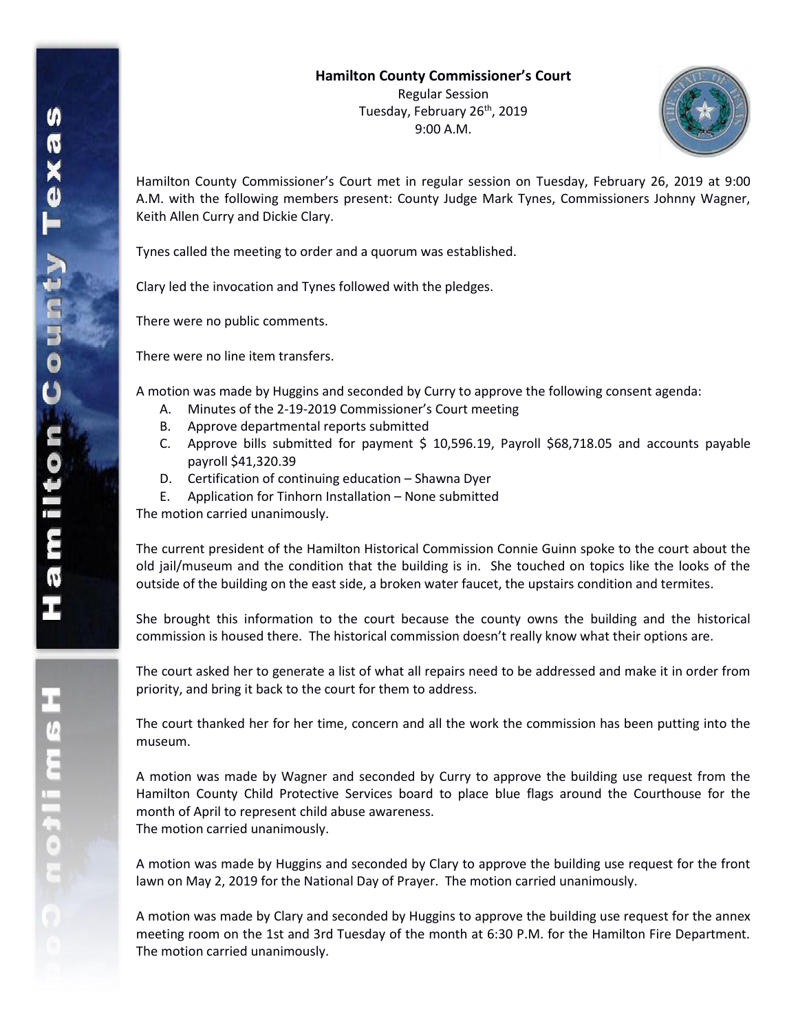**Hamilton County Commissioner's Court**

Regular Session
Tuesday, February 26th, 2019
9:00 A.M.

Hamilton County Commissioner's Court met in regular session on Tuesday, February 26, 2019 at 9:00 A.M. with the following members present: County Judge Mark Tynes, Commissioners Johnny Wagner, Keith Allen Curry and Dickie Clary.

Tynes called the meeting to order and a quorum was established.

Clary led the invocation and Tynes followed with the pledges.

There were no public comments.

There were no line item transfers.

A motion was made by Huggins and seconded by Curry to approve the following consent agenda:

A. Minutes of the 2-19-2019 Commissioner's Court meeting
B. Approve departmental reports submitted
C. Approve bills submitted for payment $ 10,596.19, Payroll $68,718.05 and accounts payable payroll $41,320.39
D. Certification of continuing education – Shawna Dyer
E. Application for Tinhorn Installation – None submitted

The motion carried unanimously.

The current president of the Hamilton Historical Commission Connie Guinn spoke to the court about the old jail/museum and the condition that the building is in. She touched on topics like the looks of the outside of the building on the east side, a broken water faucet, the upstairs condition and termites.

She brought this information to the court because the county owns the building and the historical commission is housed there. The historical commission doesn't really know what their options are.

The court asked her to generate a list of what all repairs need to be addressed and make it in order from priority, and bring it back to the court for them to address.

The court thanked her for her time, concern and all the work the commission has been putting into the museum.

A motion was made by Wagner and seconded by Curry to approve the building use request from the Hamilton County Child Protective Services board to place blue flags around the Courthouse for the month of April to represent child abuse awareness.
The motion carried unanimously.

A motion was made by Huggins and seconded by Clary to approve the building use request for the front lawn on May 2, 2019 for the National Day of Prayer. The motion carried unanimously.

A motion was made by Clary and seconded by Huggins to approve the building use request for the annex meeting room on the 1st and 3rd Tuesday of the month at 6:30 P.M. for the Hamilton Fire Department. The motion carried unanimously.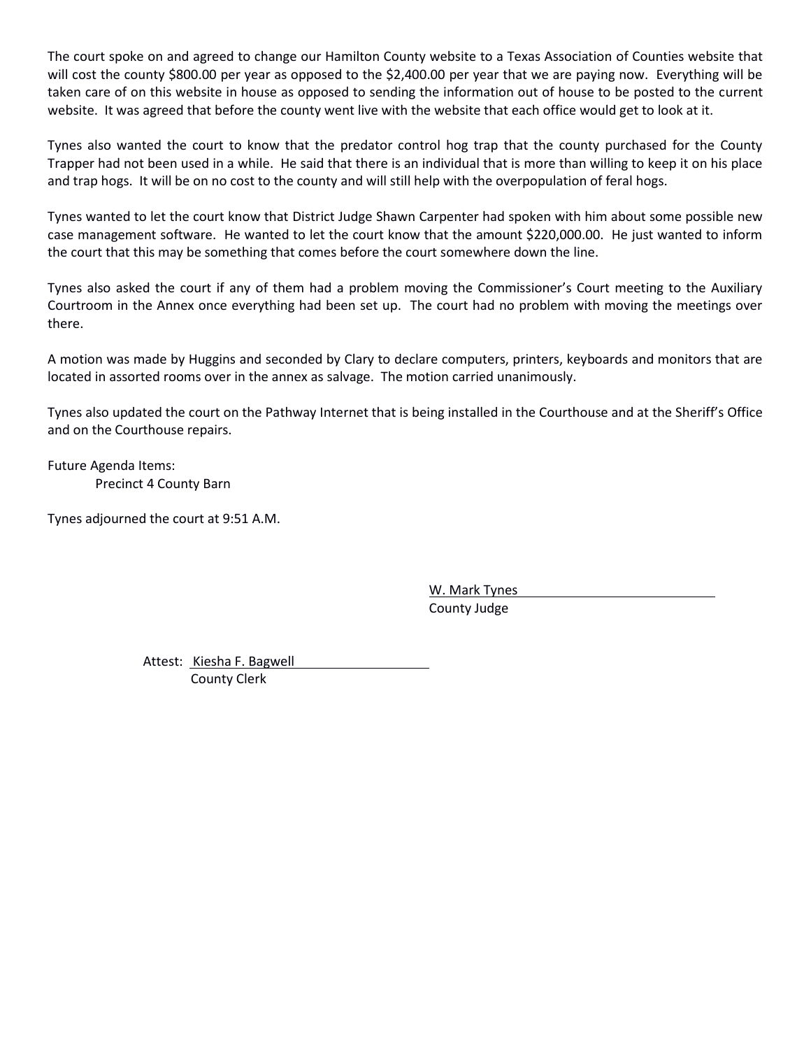The court spoke on and agreed to change our Hamilton County website to a Texas Association of Counties website that will cost the county $800.00 per year as opposed to the $2,400.00 per year that we are paying now. Everything will be taken care of on this website in house as opposed to sending the information out of house to be posted to the current website. It was agreed that before the county went live with the website that each office would get to look at it.

Tynes also wanted the court to know that the predator control hog trap that the county purchased for the County Trapper had not been used in a while. He said that there is an individual that is more than willing to keep it on his place and trap hogs. It will be on no cost to the county and will still help with the overpopulation of feral hogs.

Tynes wanted to let the court know that District Judge Shawn Carpenter had spoken with him about some possible new case management software. He wanted to let the court know that the amount $220,000.00. He just wanted to inform the court that this may be something that comes before the court somewhere down the line.

Tynes also asked the court if any of them had a problem moving the Commissioner's Court meeting to the Auxiliary Courtroom in the Annex once everything had been set up. The court had no problem with moving the meetings over there.

A motion was made by Huggins and seconded by Clary to declare computers, printers, keyboards and monitors that are located in assorted rooms over in the annex as salvage. The motion carried unanimously.

Tynes also updated the court on the Pathway Internet that is being installed in the Courthouse and at the Sheriff's Office and on the Courthouse repairs.

Future Agenda Items:
    Precinct 4 County Barn

Tynes adjourned the court at 9:51 A.M.

W. Mark Tynes
County Judge

Attest: Kiesha F. Bagwell
County Clerk